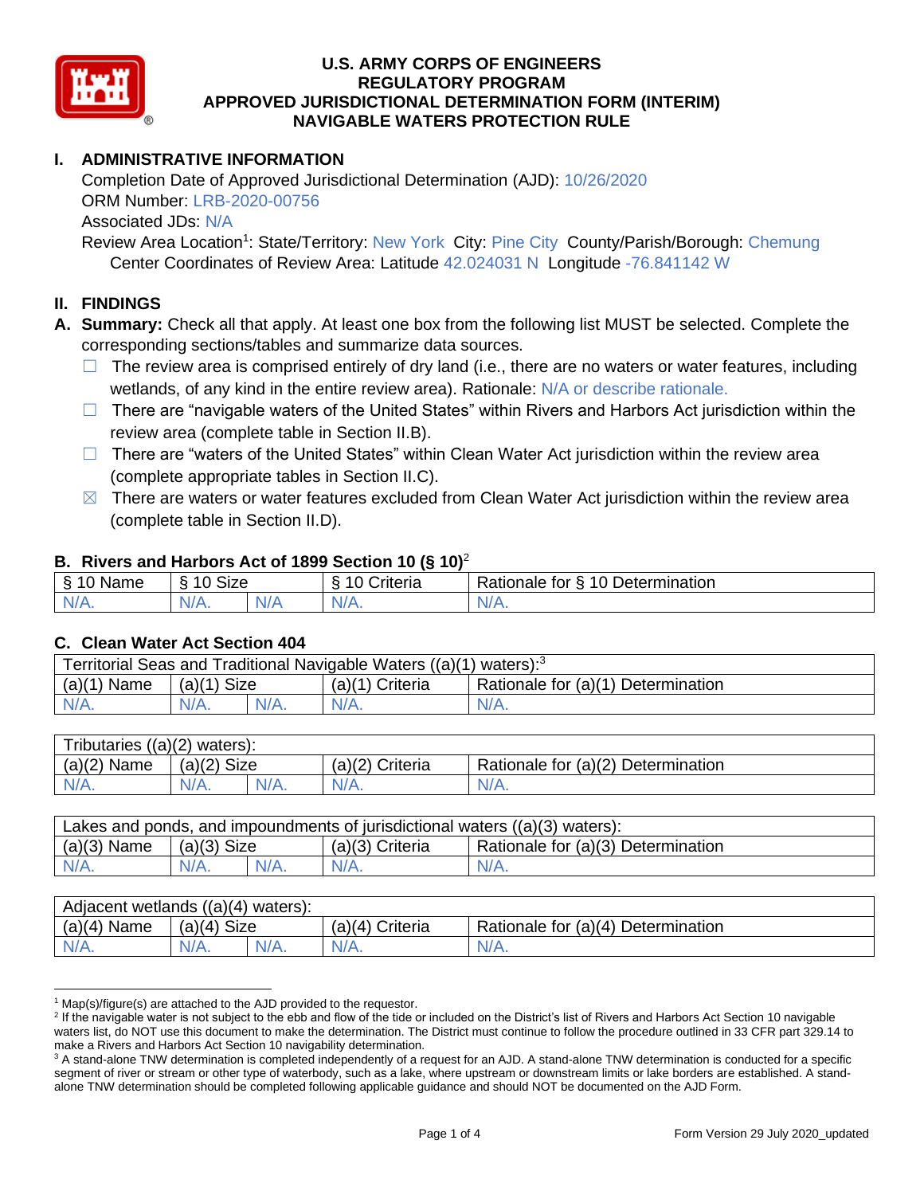# U.S. ARMY CORPS OF ENGINEERS
# REGULATORY PROGRAM
# APPROVED JURISDICTIONAL DETERMINATION FORM (INTERIM)
# NAVIGABLE WATERS PROTECTION RULE

## I. ADMINISTRATIVE INFORMATION

Completion Date of Approved Jurisdictional Determination (AJD): 10/26/2020
ORM Number: LRB-2020-00756
Associated JDs: N/A
Review Area Location[1]: State/Territory: New York City: Pine City County/Parish/Borough: Chemung
Center Coordinates of Review Area: Latitude 42.024031 N Longitude -76.841142 W

## II. FINDINGS

**A. Summary:** Check all that apply. At least one box from the following list MUST be selected. Complete the corresponding sections/tables and summarize data sources.

- ☐ The review area is comprised entirely of dry land (i.e., there are no waters or water features, including wetlands, of any kind in the entire review area). Rationale: N/A or describe rationale.
- ☐ There are "navigable waters of the United States" within Rivers and Harbors Act jurisdiction within the review area (complete table in Section II.B).
- ☐ There are "waters of the United States" within Clean Water Act jurisdiction within the review area (complete appropriate tables in Section II.C).
- ☒ There are waters or water features excluded from Clean Water Act jurisdiction within the review area (complete table in Section II.D).

### B. Rivers and Harbors Act of 1899 Section 10 (§ 10)[2]

| § 10 Name | § 10 Size | | § 10 Criteria | Rationale for § 10 Determination |
|---|---|---|---|---|
| N/A. | N/A. | N/A | N/A. | N/A. |

### C. Clean Water Act Section 404

| Territorial Seas and Traditional Navigable Waters ((a)(1) waters):[3] | | | | |
|---|---|---|---|---|
| (a)(1) Name | (a)(1) Size | | (a)(1) Criteria | Rationale for (a)(1) Determination |
| N/A. | N/A. | N/A. | N/A. | N/A. |

| Tributaries ((a)(2) waters): | | | | |
|---|---|---|---|---|
| (a)(2) Name | (a)(2) Size | | (a)(2) Criteria | Rationale for (a)(2) Determination |
| N/A. | N/A. | N/A. | N/A. | N/A. |

| Lakes and ponds, and impoundments of jurisdictional waters ((a)(3) waters): | | | | |
|---|---|---|---|---|
| (a)(3) Name | (a)(3) Size | | (a)(3) Criteria | Rationale for (a)(3) Determination |
| N/A. | N/A. | N/A. | N/A. | N/A. |

| Adjacent wetlands ((a)(4) waters): | | | | |
|---|---|---|---|---|
| (a)(4) Name | (a)(4) Size | | (a)(4) Criteria | Rationale for (a)(4) Determination |
| N/A. | N/A. | N/A. | N/A. | N/A. |

---

[1] Map(s)/figure(s) are attached to the AJD provided to the requestor.

[2] If the navigable water is not subject to the ebb and flow of the tide or included on the District's list of Rivers and Harbors Act Section 10 navigable waters list, do NOT use this document to make the determination. The District must continue to follow the procedure outlined in 33 CFR part 329.14 to make a Rivers and Harbors Act Section 10 navigability determination.

[3] A stand-alone TNW determination is completed independently of a request for an AJD. A stand-alone TNW determination is conducted for a specific segment of river or stream or other type of waterbody, such as a lake, where upstream or downstream limits or lake borders are established. A stand-alone TNW determination should be completed following applicable guidance and should NOT be documented on the AJD Form.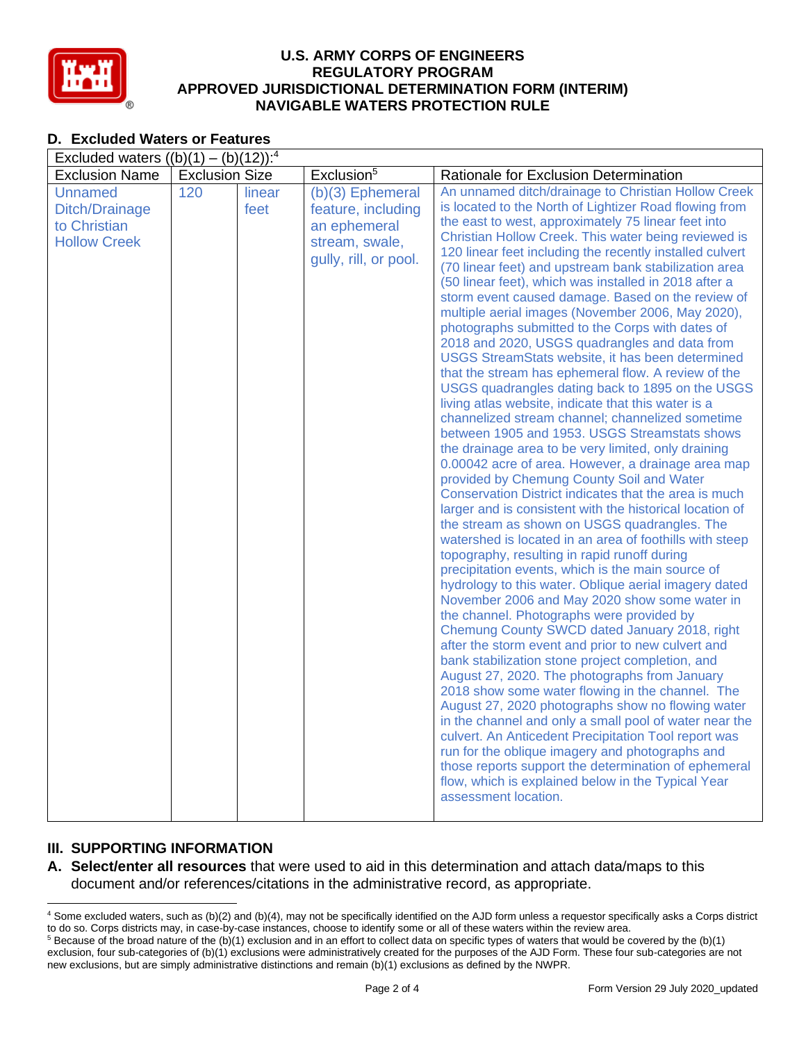## D. Excluded Waters or Features

| Excluded waters ((b)(1) – (b)(12)):[4] | | | | |
|---|---|---|---|---|
| Exclusion Name | Exclusion Size | | Exclusion[5] | Rationale for Exclusion Determination |
| Unnamed Ditch/Drainage to Christian Hollow Creek | 120 | linear feet | (b)(3) Ephemeral feature, including an ephemeral stream, swale, gully, rill, or pool. | An unnamed ditch/drainage to Christian Hollow Creek is located to the North of Lightizer Road flowing from the east to west, approximately 75 linear feet into Christian Hollow Creek. This water being reviewed is 120 linear feet including the recently installed culvert (70 linear feet) and upstream bank stabilization area (50 linear feet), which was installed in 2018 after a storm event caused damage. Based on the review of multiple aerial images (November 2006, May 2020), photographs submitted to the Corps with dates of 2018 and 2020, USGS quadrangles and data from USGS StreamStats website, it has been determined that the stream has ephemeral flow. A review of the USGS quadrangles dating back to 1895 on the USGS living atlas website, indicate that this water is a channelized stream channel; channelized sometime between 1905 and 1953. USGS Streamstats shows the drainage area to be very limited, only draining 0.00042 acre of area. However, a drainage area map provided by Chemung County Soil and Water Conservation District indicates that the area is much larger and is consistent with the historical location of the stream as shown on USGS quadrangles. The watershed is located in an area of foothills with steep topography, resulting in rapid runoff during precipitation events, which is the main source of hydrology to this water. Oblique aerial imagery dated November 2006 and May 2020 show some water in the channel. Photographs were provided by Chemung County SWCD dated January 2018, right after the storm event and prior to new culvert and bank stabilization stone project completion, and August 27, 2020. The photographs from January 2018 show some water flowing in the channel. The August 27, 2020 photographs show no flowing water in the channel and only a small pool of water near the culvert. An Anticedent Precipitation Tool report was run for the oblique imagery and photographs and those reports support the determination of ephemeral flow, which is explained below in the Typical Year assessment location. |

## III. SUPPORTING INFORMATION

**A. Select/enter all resources** that were used to aid in this determination and attach data/maps to this document and/or references/citations in the administrative record, as appropriate.

---

[4] Some excluded waters, such as (b)(2) and (b)(4), may not be specifically identified on the AJD form unless a requestor specifically asks a Corps district to do so. Corps districts may, in case-by-case instances, choose to identify some or all of these waters within the review area.

[5] Because of the broad nature of the (b)(1) exclusion and in an effort to collect data on specific types of waters that would be covered by the (b)(1) exclusion, four sub-categories of (b)(1) exclusions were administratively created for the purposes of the AJD Form. These four sub-categories are not new exclusions, but are simply administrative distinctions and remain (b)(1) exclusions as defined by the NWPR.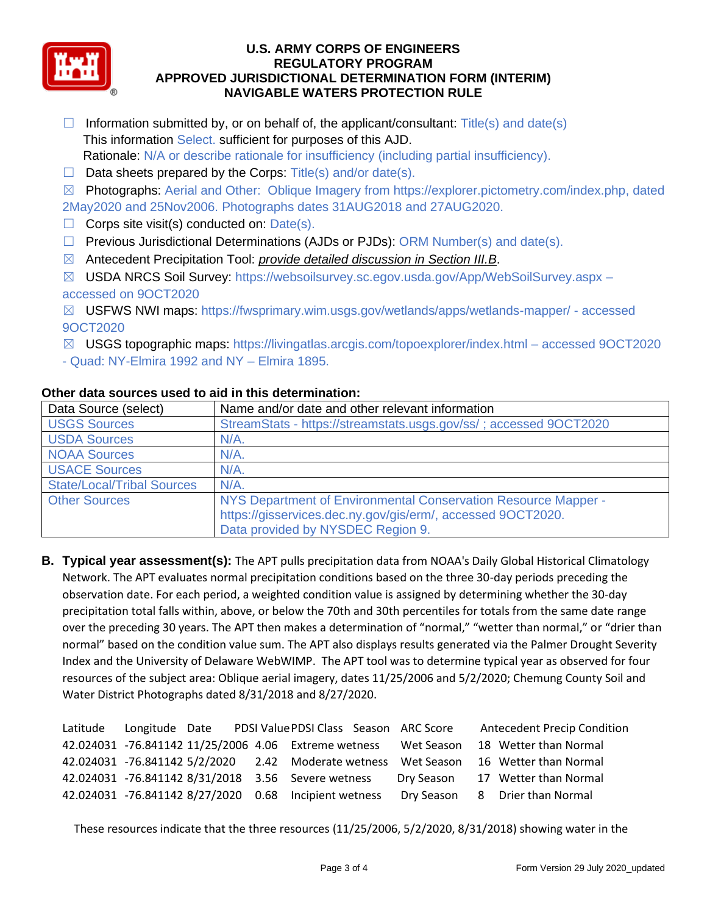☐ Information submitted by, or on behalf of, the applicant/consultant: Title(s) and date(s)
This information Select. sufficient for purposes of this AJD.
Rationale: N/A or describe rationale for insufficiency (including partial insufficiency).

☐ Data sheets prepared by the Corps: Title(s) and/or date(s).

☒ Photographs: Aerial and Other: Oblique Imagery from https://explorer.pictometry.com/index.php, dated 2May2020 and 25Nov2006. Photographs dates 31AUG2018 and 27AUG2020.

☐ Corps site visit(s) conducted on: Date(s).

☐ Previous Jurisdictional Determinations (AJDs or PJDs): ORM Number(s) and date(s).

☒ Antecedent Precipitation Tool: *provide detailed discussion in Section III.B*.

☒ USDA NRCS Soil Survey: https://websoilsurvey.sc.egov.usda.gov/App/WebSoilSurvey.aspx – accessed on 9OCT2020

☒ USFWS NWI maps: https://fwsprimary.wim.usgs.gov/wetlands/apps/wetlands-mapper/ - accessed 9OCT2020

☒ USGS topographic maps: https://livingatlas.arcgis.com/topoexplorer/index.html – accessed 9OCT2020 - Quad: NY-Elmira 1992 and NY – Elmira 1895.

**Other data sources used to aid in this determination:**

| Data Source (select) | Name and/or date and other relevant information |
|---|---|
| USGS Sources | StreamStats - https://streamstats.usgs.gov/ss/ ; accessed 9OCT2020 |
| USDA Sources | N/A. |
| NOAA Sources | N/A. |
| USACE Sources | N/A. |
| State/Local/Tribal Sources | N/A. |
| Other Sources | NYS Department of Environmental Conservation Resource Mapper - https://gisservices.dec.ny.gov/gis/erm/, accessed 9OCT2020. Data provided by NYSDEC Region 9. |

**B. Typical year assessment(s):** The APT pulls precipitation data from NOAA's Daily Global Historical Climatology Network. The APT evaluates normal precipitation conditions based on the three 30-day periods preceding the observation date. For each period, a weighted condition value is assigned by determining whether the 30-day precipitation total falls within, above, or below the 70th and 30th percentiles for totals from the same date range over the preceding 30 years. The APT then makes a determination of "normal," "wetter than normal," or "drier than normal" based on the condition value sum. The APT also displays results generated via the Palmer Drought Severity Index and the University of Delaware WebWIMP. The APT tool was to determine typical year as observed for four resources of the subject area: Oblique aerial imagery, dates 11/25/2006 and 5/2/2020; Chemung County Soil and Water District Photographs dated 8/31/2018 and 8/27/2020.

| Latitude | Longitude | Date | PDSI Value | PDSI Class | Season | ARC Score | Antecedent Precip Condition |
|---|---|---|---|---|---|---|---|
| 42.024031 | -76.841142 | 11/25/2006 | 4.06 | Extreme wetness | Wet Season | 18 | Wetter than Normal |
| 42.024031 | -76.841142 | 5/2/2020 | 2.42 | Moderate wetness | Wet Season | 16 | Wetter than Normal |
| 42.024031 | -76.841142 | 8/31/2018 | 3.56 | Severe wetness | Dry Season | 17 | Wetter than Normal |
| 42.024031 | -76.841142 | 8/27/2020 | 0.68 | Incipient wetness | Dry Season | 8 | Drier than Normal |

These resources indicate that the three resources (11/25/2006, 5/2/2020, 8/31/2018) showing water in the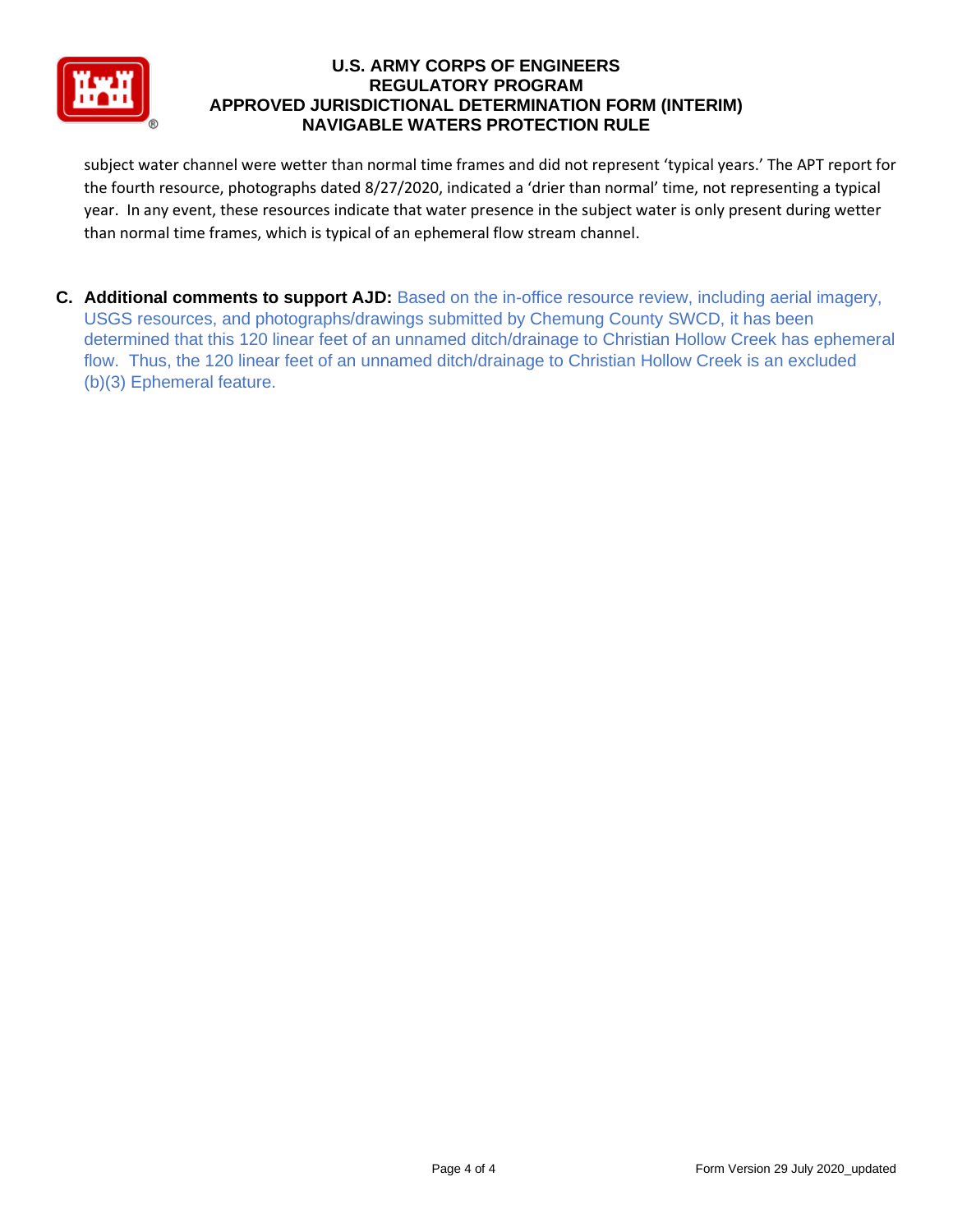subject water channel were wetter than normal time frames and did not represent 'typical years.' The APT report for the fourth resource, photographs dated 8/27/2020, indicated a 'drier than normal' time, not representing a typical year. In any event, these resources indicate that water presence in the subject water is only present during wetter than normal time frames, which is typical of an ephemeral flow stream channel.

C. **Additional comments to support AJD:** Based on the in-office resource review, including aerial imagery, USGS resources, and photographs/drawings submitted by Chemung County SWCD, it has been determined that this 120 linear feet of an unnamed ditch/drainage to Christian Hollow Creek has ephemeral flow. Thus, the 120 linear feet of an unnamed ditch/drainage to Christian Hollow Creek is an excluded (b)(3) Ephemeral feature.